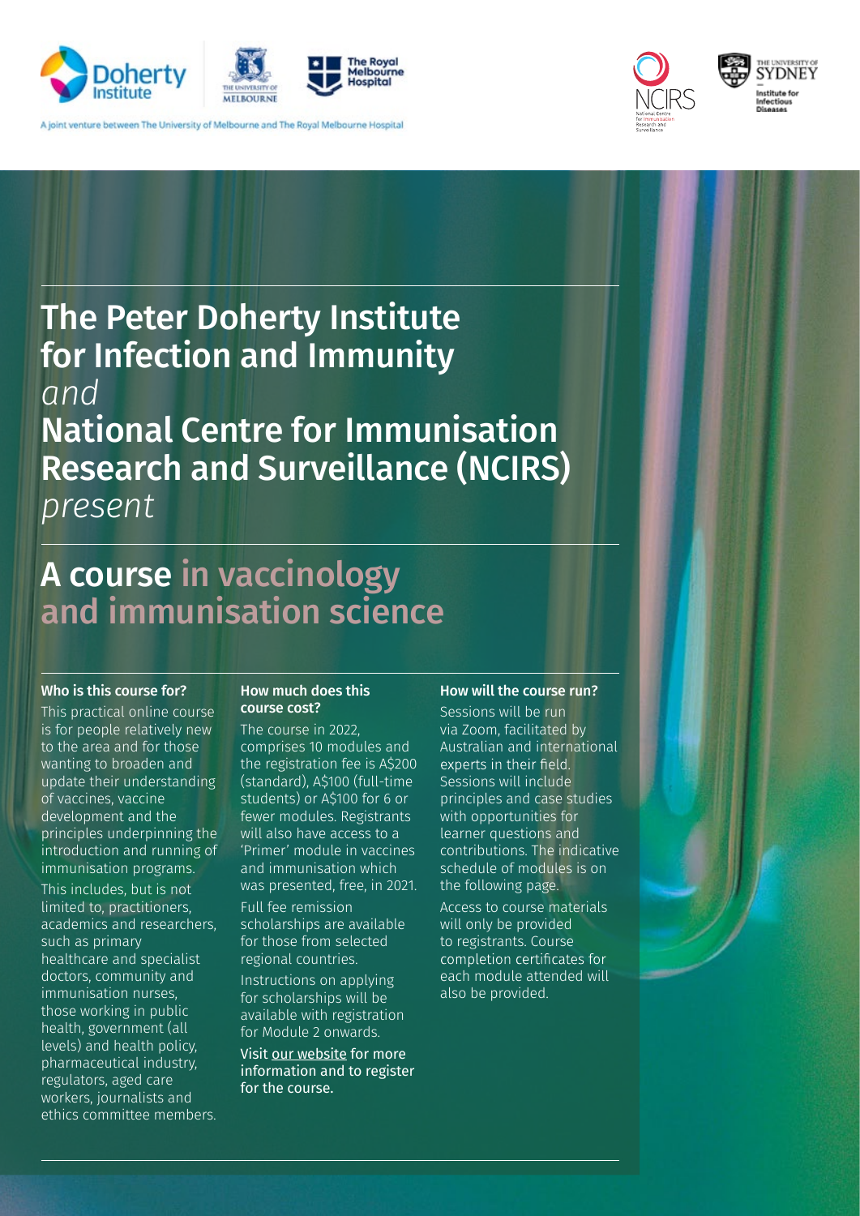A joint venture between The University of Melbourne and The Royal Melbourne Hospital

# The Peter Doherty Institute for Infection and Immunity

*and*

# National Centre for Immunisation Research and Surveillance (NCIRS)

*present*

# A course in vaccinology and immunisation science

### Who is this course for?

This practical online course is for people relatively new to the area and for those wanting to broaden and update their understanding of vaccines, vaccine development and the principles underpinning the introduction and running of immunisation programs.

This includes, but is not limited to, practitioners, academics and researchers, such as primary healthcare and specialist doctors, community and immunisation nurses, those working in public health, government (all levels) and health policy, pharmaceutical industry, regulators, aged care workers, journalists and ethics committee members.

### How much does this course cost?

The course in 2022, comprises 10 modules and the registration fee is A$200 (standard), A$100 (full-time students) or A$100 for 6 or fewer modules. Registrants will also have access to a 'Primer' module in vaccines and immunisation which was presented, free, in 2021.

Full fee remission scholarships are available for those from selected regional countries.

Instructions on applying for scholarships will be available with registration for Module 2 onwards.

**Visit our website for more information and to register for the course.**

### How will the course run?

Sessions will be run via Zoom, facilitated by Australian and international experts in their field. Sessions will include principles and case studies with opportunities for learner questions and contributions. The indicative schedule of modules is on the following page.

Access to course materials will only be provided to registrants. Course completion certificates for each module attended will also be provided.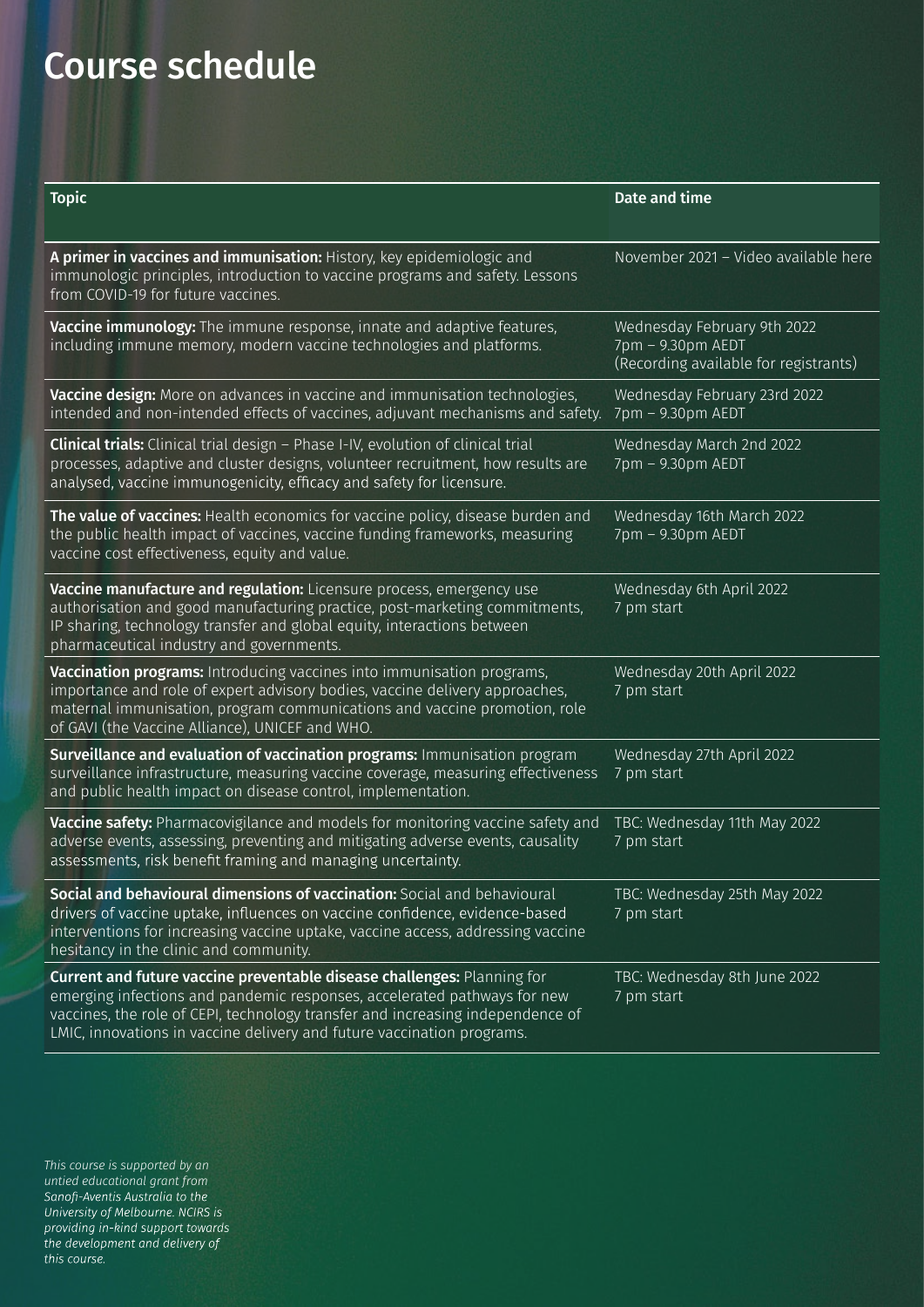# Course schedule

| Topic | Date and time |
|---|---|
| **A primer in vaccines and immunisation:** History, key epidemiologic and immunologic principles, introduction to vaccine programs and safety. Lessons from COVID-19 for future vaccines. | November 2021 – Video available here |
| **Vaccine immunology:** The immune response, innate and adaptive features, including immune memory, modern vaccine technologies and platforms. | Wednesday February 9th 2022<br>7pm – 9.30pm AEDT<br>(Recording available for registrants) |
| **Vaccine design:** More on advances in vaccine and immunisation technologies, intended and non-intended effects of vaccines, adjuvant mechanisms and safety. | Wednesday February 23rd 2022<br>7pm – 9.30pm AEDT |
| **Clinical trials:** Clinical trial design – Phase I-IV, evolution of clinical trial processes, adaptive and cluster designs, volunteer recruitment, how results are analysed, vaccine immunogenicity, efficacy and safety for licensure. | Wednesday March 2nd 2022<br>7pm – 9.30pm AEDT |
| **The value of vaccines:** Health economics for vaccine policy, disease burden and the public health impact of vaccines, vaccine funding frameworks, measuring vaccine cost effectiveness, equity and value. | Wednesday 16th March 2022<br>7pm – 9.30pm AEDT |
| **Vaccine manufacture and regulation:** Licensure process, emergency use authorisation and good manufacturing practice, post-marketing commitments, IP sharing, technology transfer and global equity, interactions between pharmaceutical industry and governments. | Wednesday 6th April 2022<br>7 pm start |
| **Vaccination programs:** Introducing vaccines into immunisation programs, importance and role of expert advisory bodies, vaccine delivery approaches, maternal immunisation, program communications and vaccine promotion, role of GAVI (the Vaccine Alliance), UNICEF and WHO. | Wednesday 20th April 2022<br>7 pm start |
| **Surveillance and evaluation of vaccination programs:** Immunisation program surveillance infrastructure, measuring vaccine coverage, measuring effectiveness and public health impact on disease control, implementation. | Wednesday 27th April 2022<br>7 pm start |
| **Vaccine safety:** Pharmacovigilance and models for monitoring vaccine safety and adverse events, assessing, preventing and mitigating adverse events, causality assessments, risk benefit framing and managing uncertainty. | TBC: Wednesday 11th May 2022<br>7 pm start |
| **Social and behavioural dimensions of vaccination:** Social and behavioural drivers of vaccine uptake, influences on vaccine confidence, evidence-based interventions for increasing vaccine uptake, vaccine access, addressing vaccine hesitancy in the clinic and community. | TBC: Wednesday 25th May 2022<br>7 pm start |
| **Current and future vaccine preventable disease challenges:** Planning for emerging infections and pandemic responses, accelerated pathways for new vaccines, the role of CEPI, technology transfer and increasing independence of LMIC, innovations in vaccine delivery and future vaccination programs. | TBC: Wednesday 8th June 2022<br>7 pm start |

*This course is supported by an untied educational grant from Sanofi-Aventis Australia to the University of Melbourne. NCIRS is providing in-kind support towards the development and delivery of this course.*